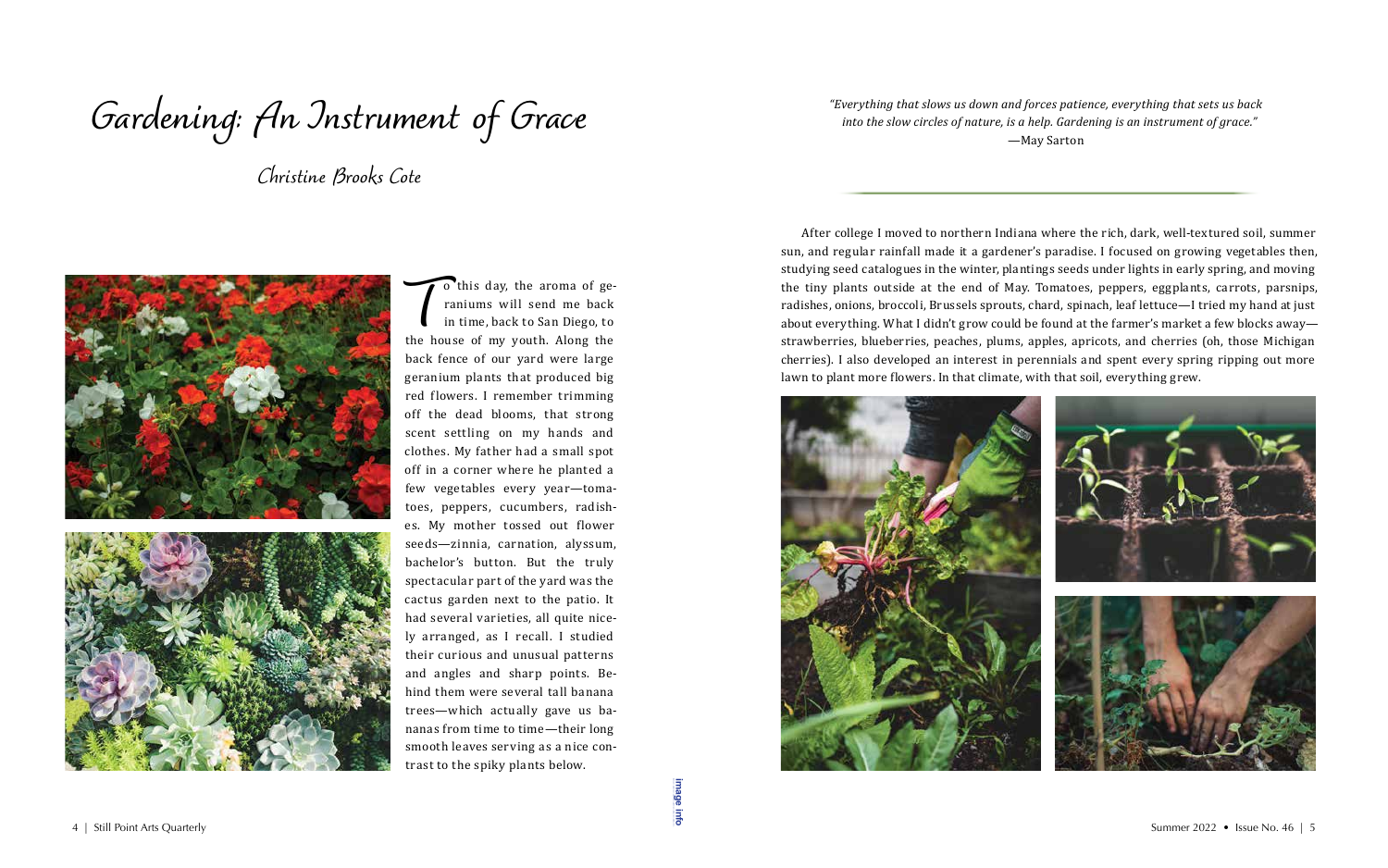# Gardening: An Instrument of Grace

## Christine Brooks Cote

*"Everything that slows us down and forces patience, everything that sets us back into the slow circles of nature, is a help. Gardening is an instrument of grace."*
—May Sarton

To this day, the aroma of geraniums will send me back in time, back to San Diego, to the house of my youth. Along the back fence of our yard were large geranium plants that produced big red flowers. I remember trimming off the dead blooms, that strong scent settling on my hands and clothes. My father had a small spot off in a corner where he planted a few vegetables every year—tomatoes, peppers, cucumbers, radishes. My mother tossed out flower seeds—zinnia, carnation, alyssum, bachelor's button. But the truly spectacular part of the yard was the cactus garden next to the patio. It had several varieties, all quite nicely arranged, as I recall. I studied their curious and unusual patterns and angles and sharp points. Behind them were several tall banana trees—which actually gave us bananas from time to time—their long smooth leaves serving as a nice contrast to the spiky plants below.

After college I moved to northern Indiana where the rich, dark, well-textured soil, summer sun, and regular rainfall made it a gardener's paradise. I focused on growing vegetables then, studying seed catalogues in the winter, plantings seeds under lights in early spring, and moving the tiny plants outside at the end of May. Tomatoes, peppers, eggplants, carrots, parsnips, radishes, onions, broccoli, Brussels sprouts, chard, spinach, leaf lettuce—I tried my hand at just about everything. What I didn't grow could be found at the farmer's market a few blocks away—strawberries, blueberries, peaches, plums, apples, apricots, and cherries (oh, those Michigan cherries). I also developed an interest in perennials and spent every spring ripping out more lawn to plant more flowers. In that climate, with that soil, everything grew.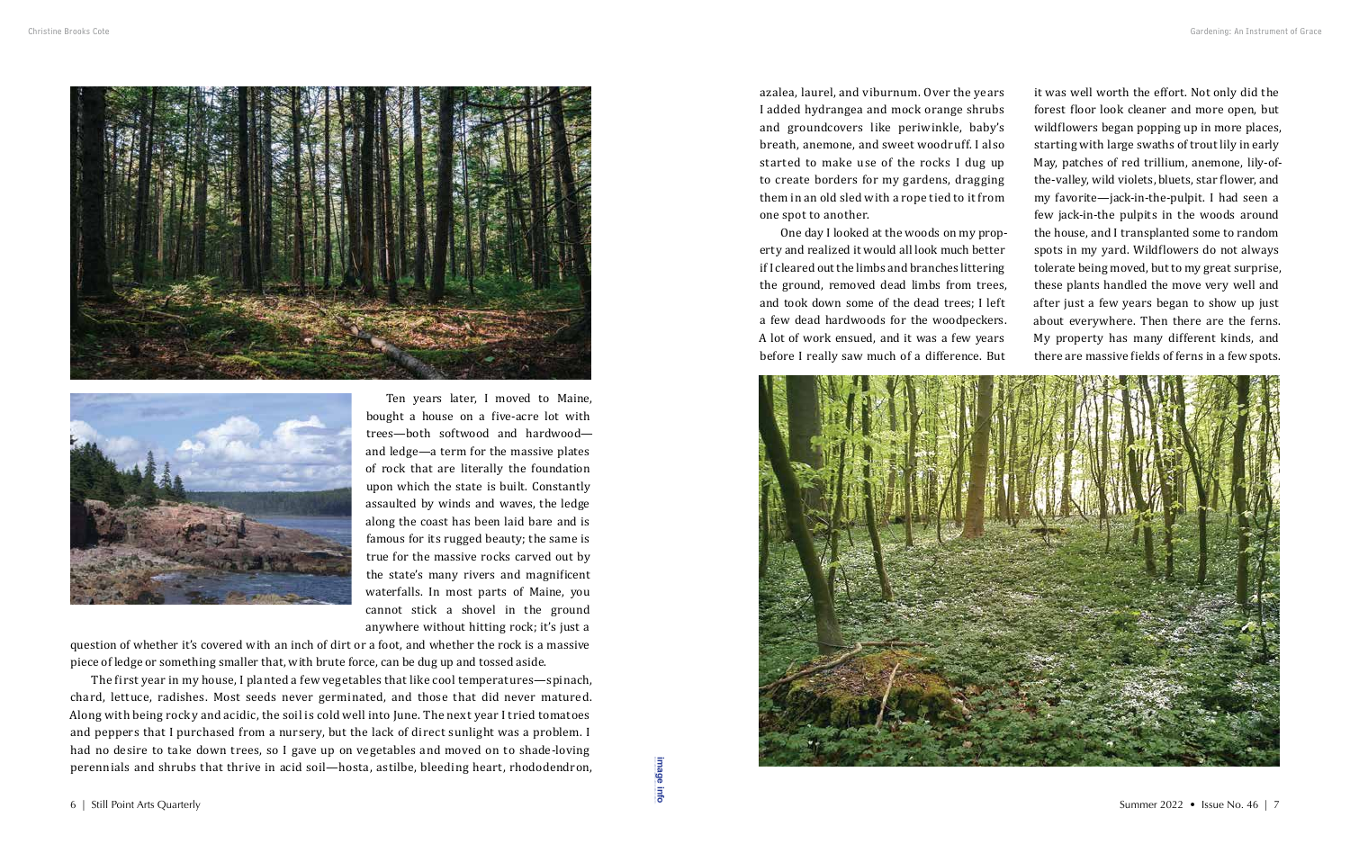Ten years later, I moved to Maine, bought a house on a five-acre lot with trees—both softwood and hardwood—and ledge—a term for the massive plates of rock that are literally the foundation upon which the state is built. Constantly assaulted by winds and waves, the ledge along the coast has been laid bare and is famous for its rugged beauty; the same is true for the massive rocks carved out by the state's many rivers and magnificent waterfalls. In most parts of Maine, you cannot stick a shovel in the ground anywhere without hitting rock; it's just a question of whether it's covered with an inch of dirt or a foot, and whether the rock is a massive piece of ledge or something smaller that, with brute force, can be dug up and tossed aside.

The first year in my house, I planted a few vegetables that like cool temperatures—spinach, chard, lettuce, radishes. Most seeds never germinated, and those that did never matured. Along with being rocky and acidic, the soil is cold well into June. The next year I tried tomatoes and peppers that I purchased from a nursery, but the lack of direct sunlight was a problem. I had no desire to take down trees, so I gave up on vegetables and moved on to shade-loving perennials and shrubs that thrive in acid soil—hosta, astilbe, bleeding heart, rhododendron, azalea, laurel, and viburnum. Over the years I added hydrangea and mock orange shrubs and groundcovers like periwinkle, baby's breath, anemone, and sweet woodruff. I also started to make use of the rocks I dug up to create borders for my gardens, dragging them in an old sled with a rope tied to it from one spot to another.

One day I looked at the woods on my property and realized it would all look much better if I cleared out the limbs and branches littering the ground, removed dead limbs from trees, and took down some of the dead trees; I left a few dead hardwoods for the woodpeckers. A lot of work ensued, and it was a few years before I really saw much of a difference. But it was well worth the effort. Not only did the forest floor look cleaner and more open, but wildflowers began popping up in more places, starting with large swaths of trout lily in early May, patches of red trillium, anemone, lily-of-the-valley, wild violets, bluets, star flower, and my favorite—jack-in-the-pulpit. I had seen a few jack-in-the pulpits in the woods around the house, and I transplanted some to random spots in my yard. Wildflowers do not always tolerate being moved, but to my great surprise, these plants handled the move very well and after just a few years began to show up just about everywhere. Then there are the ferns. My property has many different kinds, and there are massive fields of ferns in a few spots.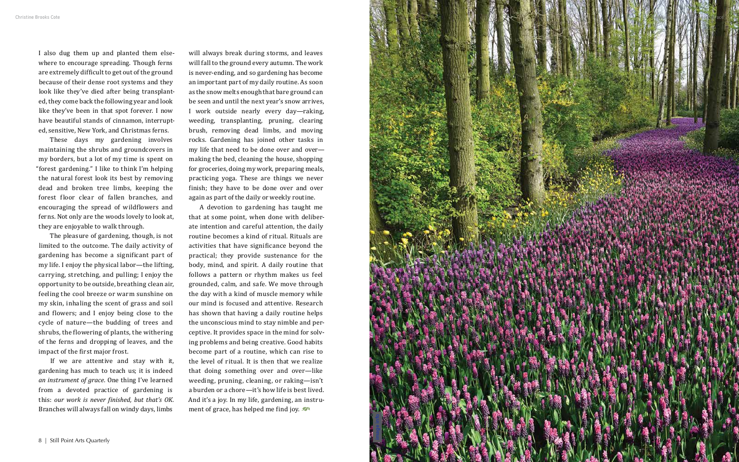I also dug them up and planted them elsewhere to encourage spreading. Though ferns are extremely difficult to get out of the ground because of their dense root systems and they look like they've died after being transplanted, they come back the following year and look like they've been in that spot forever. I now have beautiful stands of cinnamon, interrupted, sensitive, New York, and Christmas ferns.

These days my gardening involves maintaining the shrubs and groundcovers in my borders, but a lot of my time is spent on "forest gardening." I like to think I'm helping the natural forest look its best by removing dead and broken tree limbs, keeping the forest floor clear of fallen branches, and encouraging the spread of wildflowers and ferns. Not only are the woods lovely to look at, they are enjoyable to walk through.

The pleasure of gardening, though, is not limited to the outcome. The daily activity of gardening has become a significant part of my life. I enjoy the physical labor—the lifting, carrying, stretching, and pulling; I enjoy the opportunity to be outside, breathing clean air, feeling the cool breeze or warm sunshine on my skin, inhaling the scent of grass and soil and flowers; and I enjoy being close to the cycle of nature—the budding of trees and shrubs, the flowering of plants, the withering of the ferns and dropping of leaves, and the impact of the first major frost.

If we are attentive and stay with it, gardening has much to teach us; it is indeed *an instrument of grace*. One thing I've learned from a devoted practice of gardening is this: *our work is never finished, but that's OK*. Branches will always fall on windy days, limbs will always break during storms, and leaves will fall to the ground every autumn. The work is never-ending, and so gardening has become an important part of my daily routine. As soon as the snow melts enough that bare ground can be seen and until the next year's snow arrives, I work outside nearly every day—raking, weeding, transplanting, pruning, clearing brush, removing dead limbs, and moving rocks. Gardening has joined other tasks in my life that need to be done over and over—making the bed, cleaning the house, shopping for groceries, doing my work, preparing meals, practicing yoga. These are things we never finish; they have to be done over and over again as part of the daily or weekly routine.

A devotion to gardening has taught me that at some point, when done with deliberate intention and careful attention, the daily routine becomes a kind of ritual. Rituals are activities that have significance beyond the practical; they provide sustenance for the body, mind, and spirit. A daily routine that follows a pattern or rhythm makes us feel grounded, calm, and safe. We move through the day with a kind of muscle memory while our mind is focused and attentive. Research has shown that having a daily routine helps the unconscious mind to stay nimble and perceptive. It provides space in the mind for solving problems and being creative. Good habits become part of a routine, which can rise to the level of ritual. It is then that we realize that doing something over and over—like weeding, pruning, cleaning, or raking—isn't a burden or a chore—it's how life is best lived. And it's a joy. In my life, gardening, an instrument of grace, has helped me find joy.